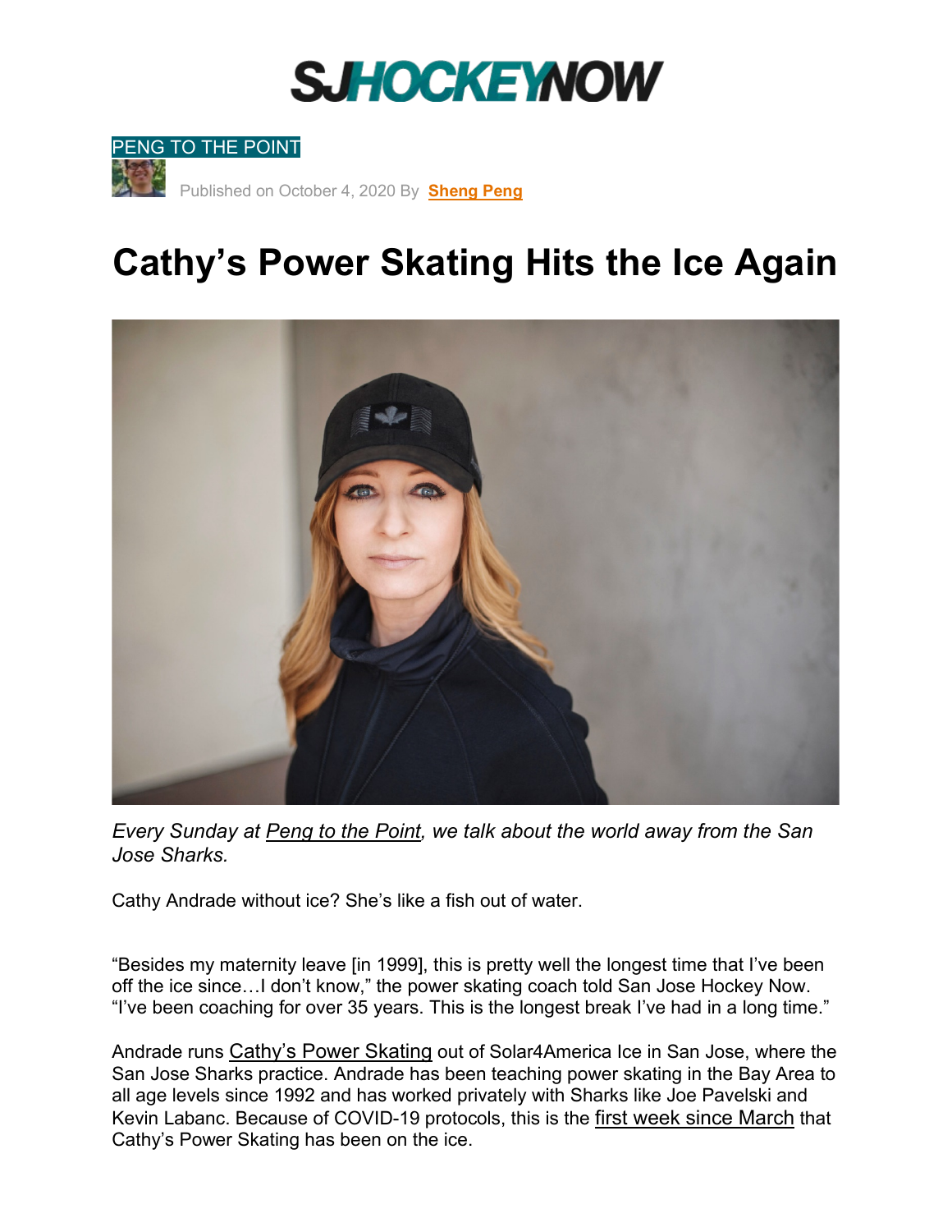PENG TO THE POINT

Published on October 4, 2020 By **Sheng Peng**

# Cathy's Power Skating Hits the Ice Again

*Every Sunday at Peng to the Point, we talk about the world away from the San Jose Sharks.*

Cathy Andrade without ice? She's like a fish out of water.

"Besides my maternity leave [in 1999], this is pretty well the longest time that I've been off the ice since…I don't know," the power skating coach told San Jose Hockey Now. "I've been coaching for over 35 years. This is the longest break I've had in a long time."

Andrade runs Cathy's Power Skating out of Solar4America Ice in San Jose, where the San Jose Sharks practice. Andrade has been teaching power skating in the Bay Area to all age levels since 1992 and has worked privately with Sharks like Joe Pavelski and Kevin Labanc. Because of COVID-19 protocols, this is the first week since March that Cathy's Power Skating has been on the ice.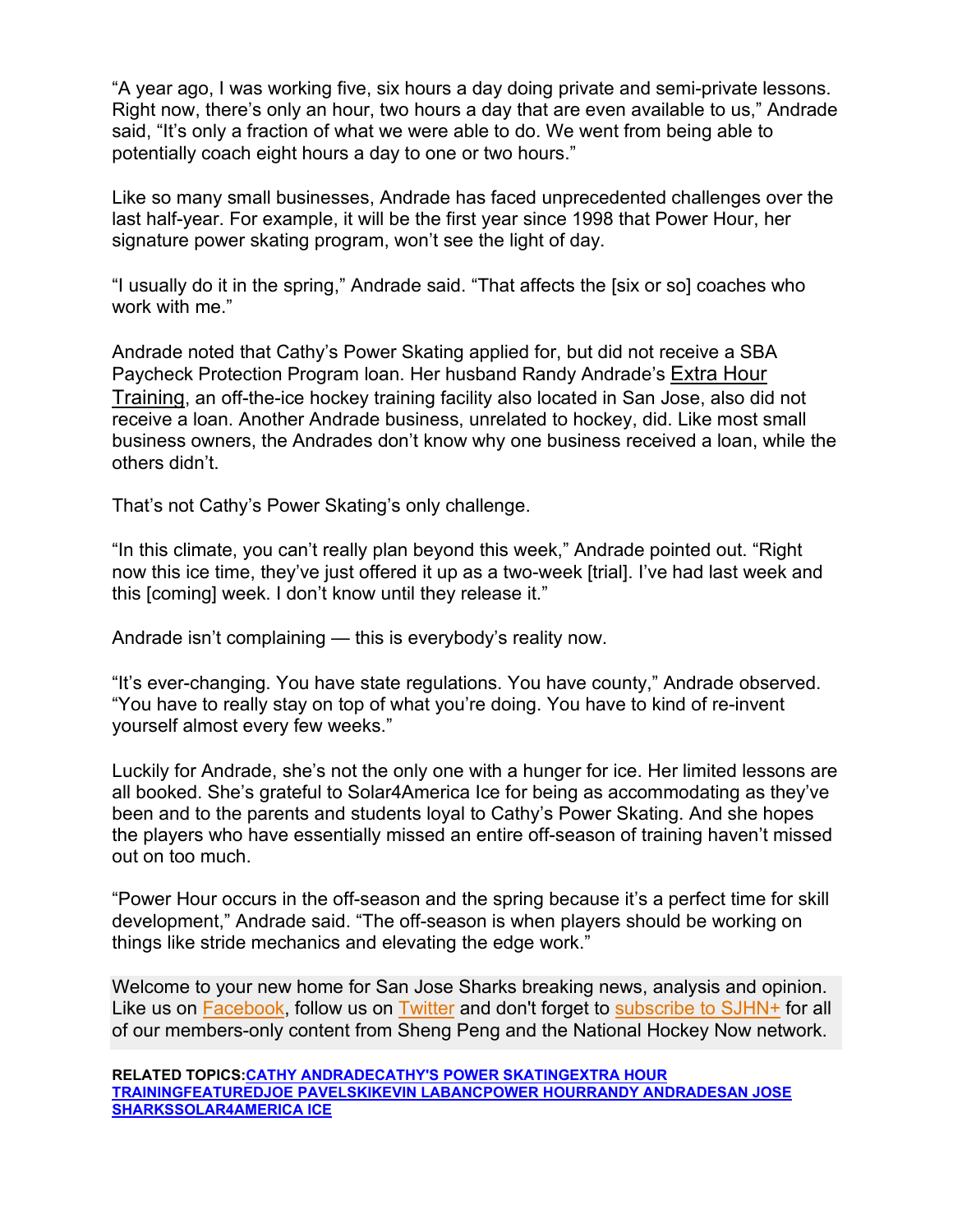“A year ago, I was working five, six hours a day doing private and semi-private lessons. Right now, there’s only an hour, two hours a day that are even available to us,” Andrade said, “It’s only a fraction of what we were able to do. We went from being able to potentially coach eight hours a day to one or two hours.”

Like so many small businesses, Andrade has faced unprecedented challenges over the last half-year. For example, it will be the first year since 1998 that Power Hour, her signature power skating program, won’t see the light of day.

“I usually do it in the spring,” Andrade said. “That affects the [six or so] coaches who work with me.”

Andrade noted that Cathy’s Power Skating applied for, but did not receive a SBA Paycheck Protection Program loan. Her husband Randy Andrade’s Extra Hour Training, an off-the-ice hockey training facility also located in San Jose, also did not receive a loan. Another Andrade business, unrelated to hockey, did. Like most small business owners, the Andrades don’t know why one business received a loan, while the others didn’t.

That’s not Cathy’s Power Skating’s only challenge.

“In this climate, you can’t really plan beyond this week,” Andrade pointed out. “Right now this ice time, they’ve just offered it up as a two-week [trial]. I’ve had last week and this [coming] week. I don’t know until they release it.”

Andrade isn’t complaining — this is everybody’s reality now.

“It’s ever-changing. You have state regulations. You have county,” Andrade observed. “You have to really stay on top of what you’re doing. You have to kind of re-invent yourself almost every few weeks.”

Luckily for Andrade, she’s not the only one with a hunger for ice. Her limited lessons are all booked. She’s grateful to Solar4America Ice for being as accommodating as they’ve been and to the parents and students loyal to Cathy’s Power Skating. And she hopes the players who have essentially missed an entire off-season of training haven’t missed out on too much.

“Power Hour occurs in the off-season and the spring because it’s a perfect time for skill development,” Andrade said. “The off-season is when players should be working on things like stride mechanics and elevating the edge work.”

Welcome to your new home for San Jose Sharks breaking news, analysis and opinion. Like us on Facebook, follow us on Twitter and don't forget to subscribe to SJHN+ for all of our members-only content from Sheng Peng and the National Hockey Now network.

**RELATED TOPICS:CATHY ANDRADECATHY'S POWER SKATINGEXTRA HOUR TRAININGFEATUREDJOE PAVELSKIKEVIN LABANCPOWER HOURRANDY ANDRADESAN JOSE SHARKSSOLAR4AMERICA ICE**